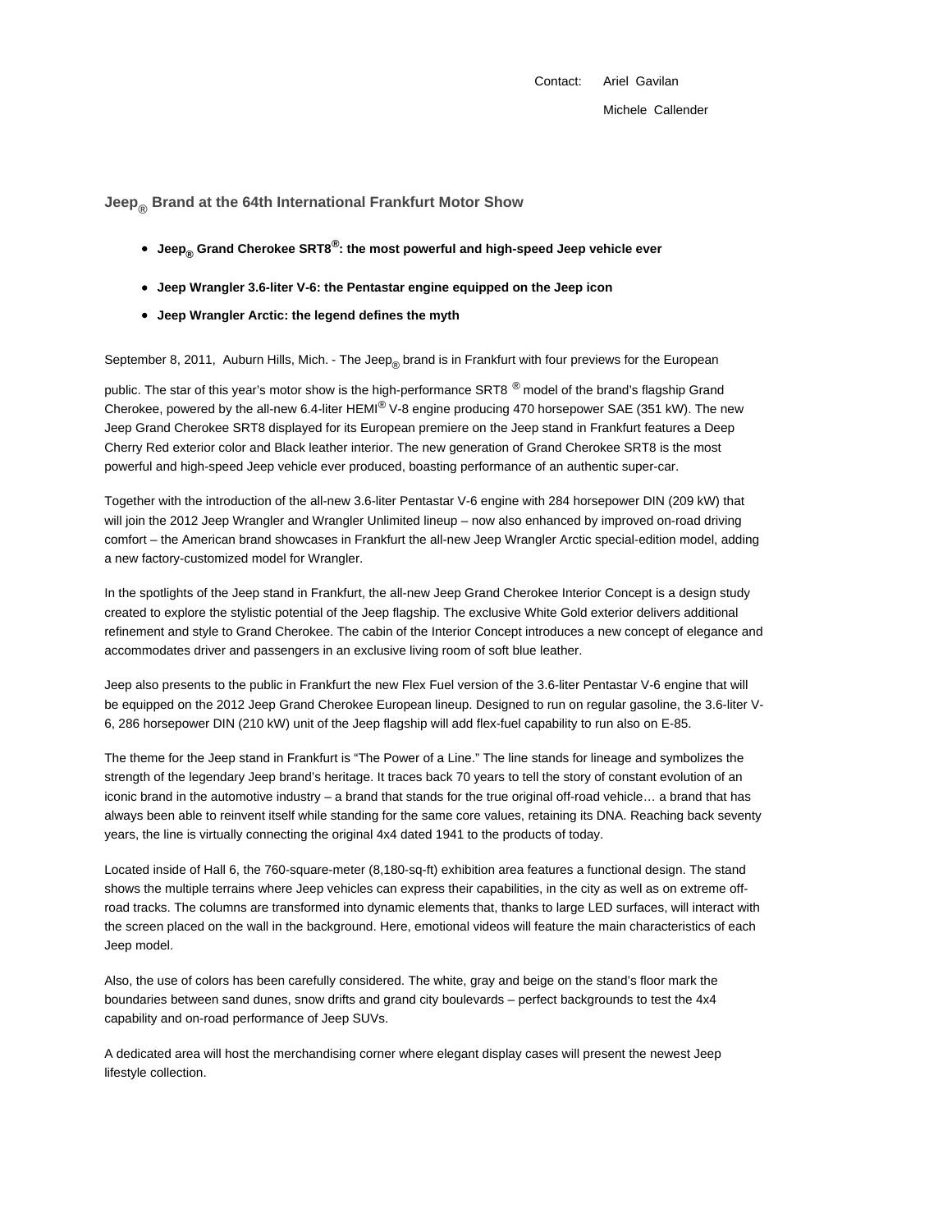Contact: Ariel Gavilan

Michele Callender

## Jeep® Brand at the 64th International Frankfurt Motor Show

- **Jeep® Grand Cherokee SRT8®: the most powerful and high-speed Jeep vehicle ever**
- **Jeep Wrangler 3.6-liter V-6: the Pentastar engine equipped on the Jeep icon**
- **Jeep Wrangler Arctic: the legend defines the myth**

September 8, 2011, Auburn Hills, Mich. - The Jeep® brand is in Frankfurt with four previews for the European public. The star of this year's motor show is the high-performance SRT8 ® model of the brand's flagship Grand Cherokee, powered by the all-new 6.4-liter HEMI® V-8 engine producing 470 horsepower SAE (351 kW). The new Jeep Grand Cherokee SRT8 displayed for its European premiere on the Jeep stand in Frankfurt features a Deep Cherry Red exterior color and Black leather interior. The new generation of Grand Cherokee SRT8 is the most powerful and high-speed Jeep vehicle ever produced, boasting performance of an authentic super-car.

Together with the introduction of the all-new 3.6-liter Pentastar V-6 engine with 284 horsepower DIN (209 kW) that will join the 2012 Jeep Wrangler and Wrangler Unlimited lineup – now also enhanced by improved on-road driving comfort – the American brand showcases in Frankfurt the all-new Jeep Wrangler Arctic special-edition model, adding a new factory-customized model for Wrangler.

In the spotlights of the Jeep stand in Frankfurt, the all-new Jeep Grand Cherokee Interior Concept is a design study created to explore the stylistic potential of the Jeep flagship. The exclusive White Gold exterior delivers additional refinement and style to Grand Cherokee. The cabin of the Interior Concept introduces a new concept of elegance and accommodates driver and passengers in an exclusive living room of soft blue leather.

Jeep also presents to the public in Frankfurt the new Flex Fuel version of the 3.6-liter Pentastar V-6 engine that will be equipped on the 2012 Jeep Grand Cherokee European lineup. Designed to run on regular gasoline, the 3.6-liter V-6, 286 horsepower DIN (210 kW) unit of the Jeep flagship will add flex-fuel capability to run also on E-85.

The theme for the Jeep stand in Frankfurt is "The Power of a Line." The line stands for lineage and symbolizes the strength of the legendary Jeep brand's heritage. It traces back 70 years to tell the story of constant evolution of an iconic brand in the automotive industry – a brand that stands for the true original off-road vehicle… a brand that has always been able to reinvent itself while standing for the same core values, retaining its DNA. Reaching back seventy years, the line is virtually connecting the original 4x4 dated 1941 to the products of today.

Located inside of Hall 6, the 760-square-meter (8,180-sq-ft) exhibition area features a functional design. The stand shows the multiple terrains where Jeep vehicles can express their capabilities, in the city as well as on extreme off-road tracks. The columns are transformed into dynamic elements that, thanks to large LED surfaces, will interact with the screen placed on the wall in the background. Here, emotional videos will feature the main characteristics of each Jeep model.

Also, the use of colors has been carefully considered. The white, gray and beige on the stand's floor mark the boundaries between sand dunes, snow drifts and grand city boulevards – perfect backgrounds to test the 4x4 capability and on-road performance of Jeep SUVs.

A dedicated area will host the merchandising corner where elegant display cases will present the newest Jeep lifestyle collection.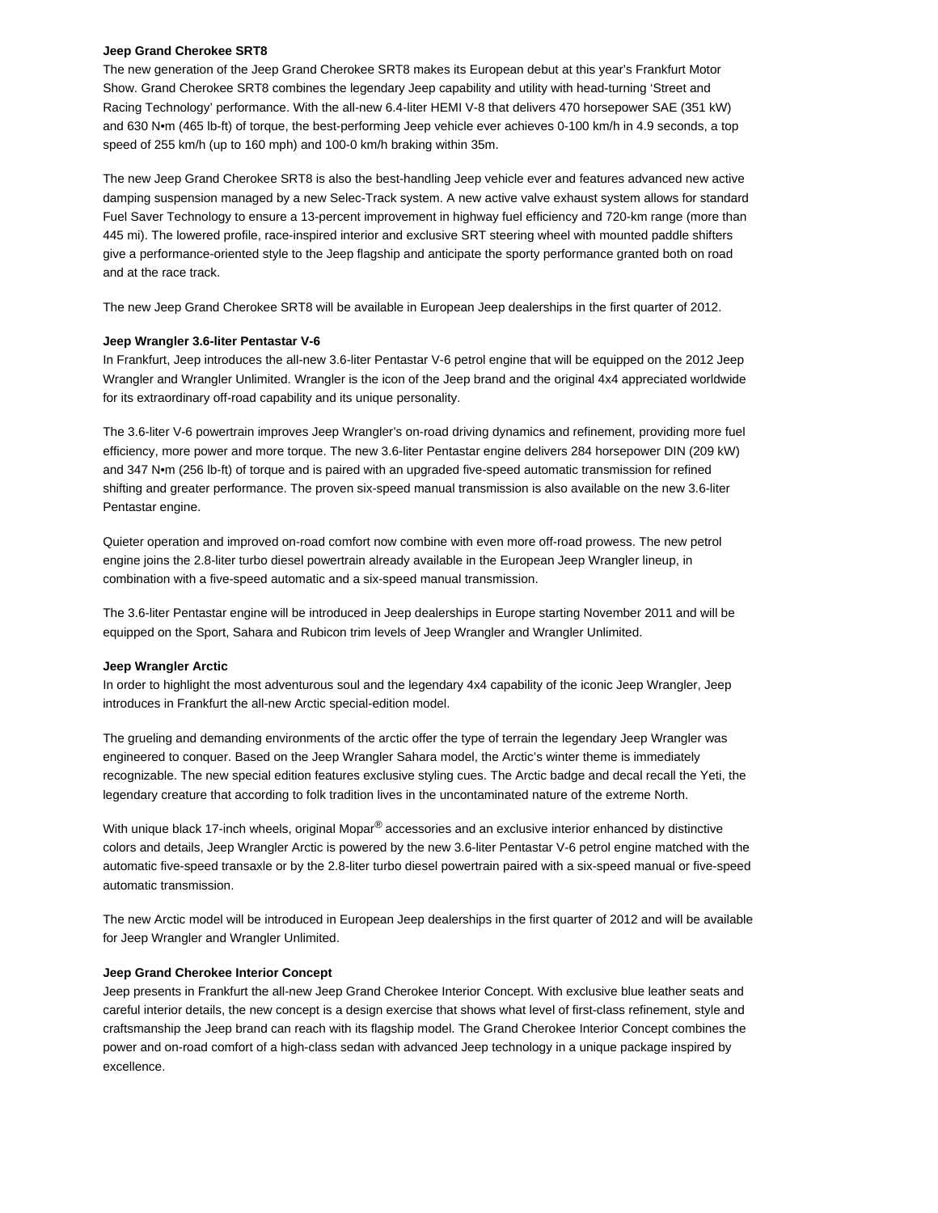**Jeep Grand Cherokee SRT8**

The new generation of the Jeep Grand Cherokee SRT8 makes its European debut at this year's Frankfurt Motor Show. Grand Cherokee SRT8 combines the legendary Jeep capability and utility with head-turning 'Street and Racing Technology' performance. With the all-new 6.4-liter HEMI V-8 that delivers 470 horsepower SAE (351 kW) and 630 N•m (465 lb-ft) of torque, the best-performing Jeep vehicle ever achieves 0-100 km/h in 4.9 seconds, a top speed of 255 km/h (up to 160 mph) and 100-0 km/h braking within 35m.

The new Jeep Grand Cherokee SRT8 is also the best-handling Jeep vehicle ever and features advanced new active damping suspension managed by a new Selec-Track system. A new active valve exhaust system allows for standard Fuel Saver Technology to ensure a 13-percent improvement in highway fuel efficiency and 720-km range (more than 445 mi). The lowered profile, race-inspired interior and exclusive SRT steering wheel with mounted paddle shifters give a performance-oriented style to the Jeep flagship and anticipate the sporty performance granted both on road and at the race track.

The new Jeep Grand Cherokee SRT8 will be available in European Jeep dealerships in the first quarter of 2012.

**Jeep Wrangler 3.6-liter Pentastar V-6**

In Frankfurt, Jeep introduces the all-new 3.6-liter Pentastar V-6 petrol engine that will be equipped on the 2012 Jeep Wrangler and Wrangler Unlimited. Wrangler is the icon of the Jeep brand and the original 4x4 appreciated worldwide for its extraordinary off-road capability and its unique personality.

The 3.6-liter V-6 powertrain improves Jeep Wrangler's on-road driving dynamics and refinement, providing more fuel efficiency, more power and more torque. The new 3.6-liter Pentastar engine delivers 284 horsepower DIN (209 kW) and 347 N•m (256 lb-ft) of torque and is paired with an upgraded five-speed automatic transmission for refined shifting and greater performance. The proven six-speed manual transmission is also available on the new 3.6-liter Pentastar engine.

Quieter operation and improved on-road comfort now combine with even more off-road prowess. The new petrol engine joins the 2.8-liter turbo diesel powertrain already available in the European Jeep Wrangler lineup, in combination with a five-speed automatic and a six-speed manual transmission.

The 3.6-liter Pentastar engine will be introduced in Jeep dealerships in Europe starting November 2011 and will be equipped on the Sport, Sahara and Rubicon trim levels of Jeep Wrangler and Wrangler Unlimited.

**Jeep Wrangler Arctic**

In order to highlight the most adventurous soul and the legendary 4x4 capability of the iconic Jeep Wrangler, Jeep introduces in Frankfurt the all-new Arctic special-edition model.

The grueling and demanding environments of the arctic offer the type of terrain the legendary Jeep Wrangler was engineered to conquer. Based on the Jeep Wrangler Sahara model, the Arctic's winter theme is immediately recognizable. The new special edition features exclusive styling cues. The Arctic badge and decal recall the Yeti, the legendary creature that according to folk tradition lives in the uncontaminated nature of the extreme North.

With unique black 17-inch wheels, original Mopar® accessories and an exclusive interior enhanced by distinctive colors and details, Jeep Wrangler Arctic is powered by the new 3.6-liter Pentastar V-6 petrol engine matched with the automatic five-speed transaxle or by the 2.8-liter turbo diesel powertrain paired with a six-speed manual or five-speed automatic transmission.

The new Arctic model will be introduced in European Jeep dealerships in the first quarter of 2012 and will be available for Jeep Wrangler and Wrangler Unlimited.

**Jeep Grand Cherokee Interior Concept**

Jeep presents in Frankfurt the all-new Jeep Grand Cherokee Interior Concept. With exclusive blue leather seats and careful interior details, the new concept is a design exercise that shows what level of first-class refinement, style and craftsmanship the Jeep brand can reach with its flagship model. The Grand Cherokee Interior Concept combines the power and on-road comfort of a high-class sedan with advanced Jeep technology in a unique package inspired by excellence.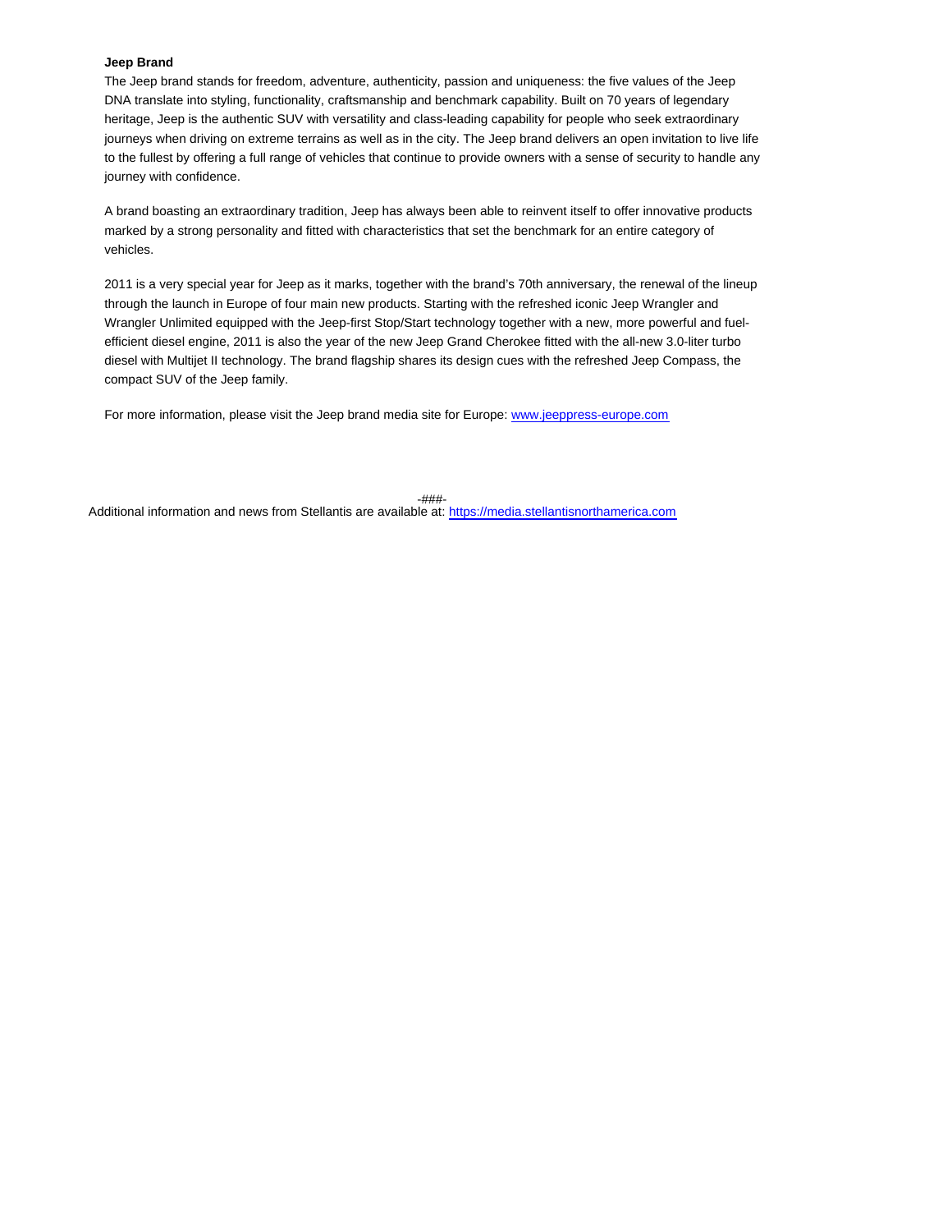**Jeep Brand**

The Jeep brand stands for freedom, adventure, authenticity, passion and uniqueness: the five values of the Jeep DNA translate into styling, functionality, craftsmanship and benchmark capability. Built on 70 years of legendary heritage, Jeep is the authentic SUV with versatility and class-leading capability for people who seek extraordinary journeys when driving on extreme terrains as well as in the city. The Jeep brand delivers an open invitation to live life to the fullest by offering a full range of vehicles that continue to provide owners with a sense of security to handle any journey with confidence.

A brand boasting an extraordinary tradition, Jeep has always been able to reinvent itself to offer innovative products marked by a strong personality and fitted with characteristics that set the benchmark for an entire category of vehicles.

2011 is a very special year for Jeep as it marks, together with the brand's 70th anniversary, the renewal of the lineup through the launch in Europe of four main new products. Starting with the refreshed iconic Jeep Wrangler and Wrangler Unlimited equipped with the Jeep-first Stop/Start technology together with a new, more powerful and fuel-efficient diesel engine, 2011 is also the year of the new Jeep Grand Cherokee fitted with the all-new 3.0-liter turbo diesel with Multijet II technology. The brand flagship shares its design cues with the refreshed Jeep Compass, the compact SUV of the Jeep family.

For more information, please visit the Jeep brand media site for Europe: www.jeeppress-europe.com

-###-

Additional information and news from Stellantis are available at: https://media.stellantisnorthamerica.com